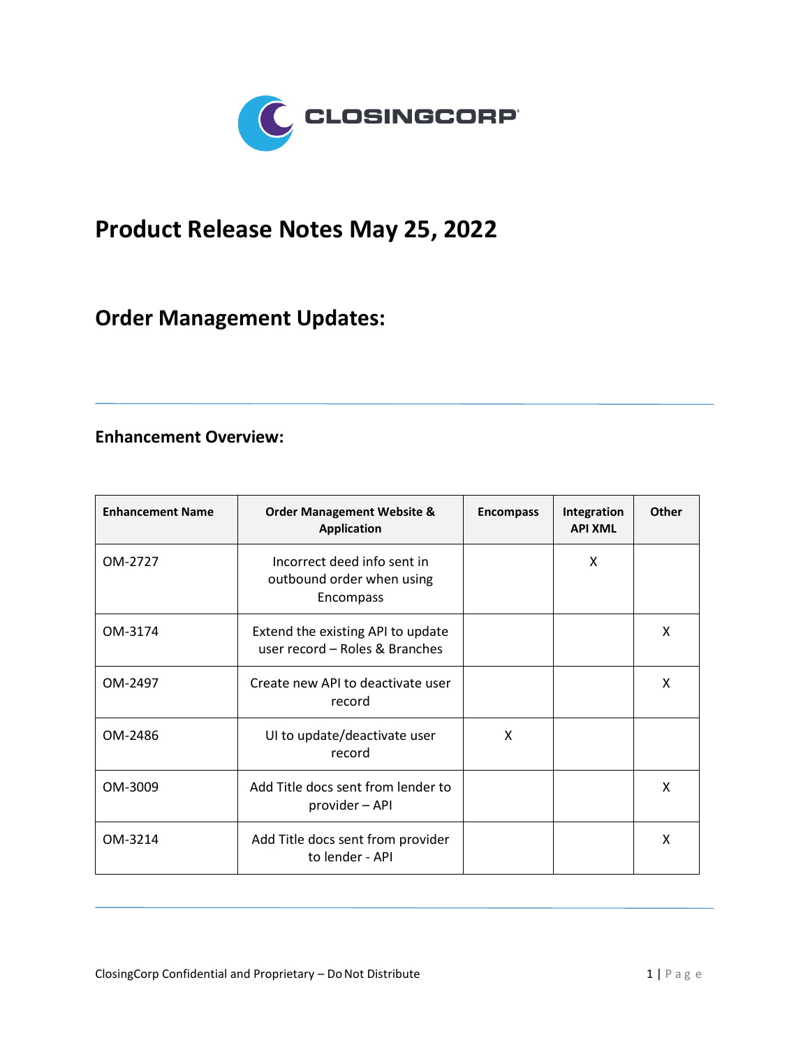# Product Release Notes May 25, 2022

## Order Management Updates:

### Enhancement Overview:

| Enhancement Name | Order Management Website & Application | Encompass | Integration API XML | Other |
|---|---|---|---|---|
| OM-2727 | Incorrect deed info sent in outbound order when using Encompass | | X | |
| OM-3174 | Extend the existing API to update user record – Roles & Branches | | | X |
| OM-2497 | Create new API to deactivate user record | | | X |
| OM-2486 | UI to update/deactivate user record | X | | |
| OM-3009 | Add Title docs sent from lender to provider – API | | | X |
| OM-3214 | Add Title docs sent from provider to lender - API | | | X |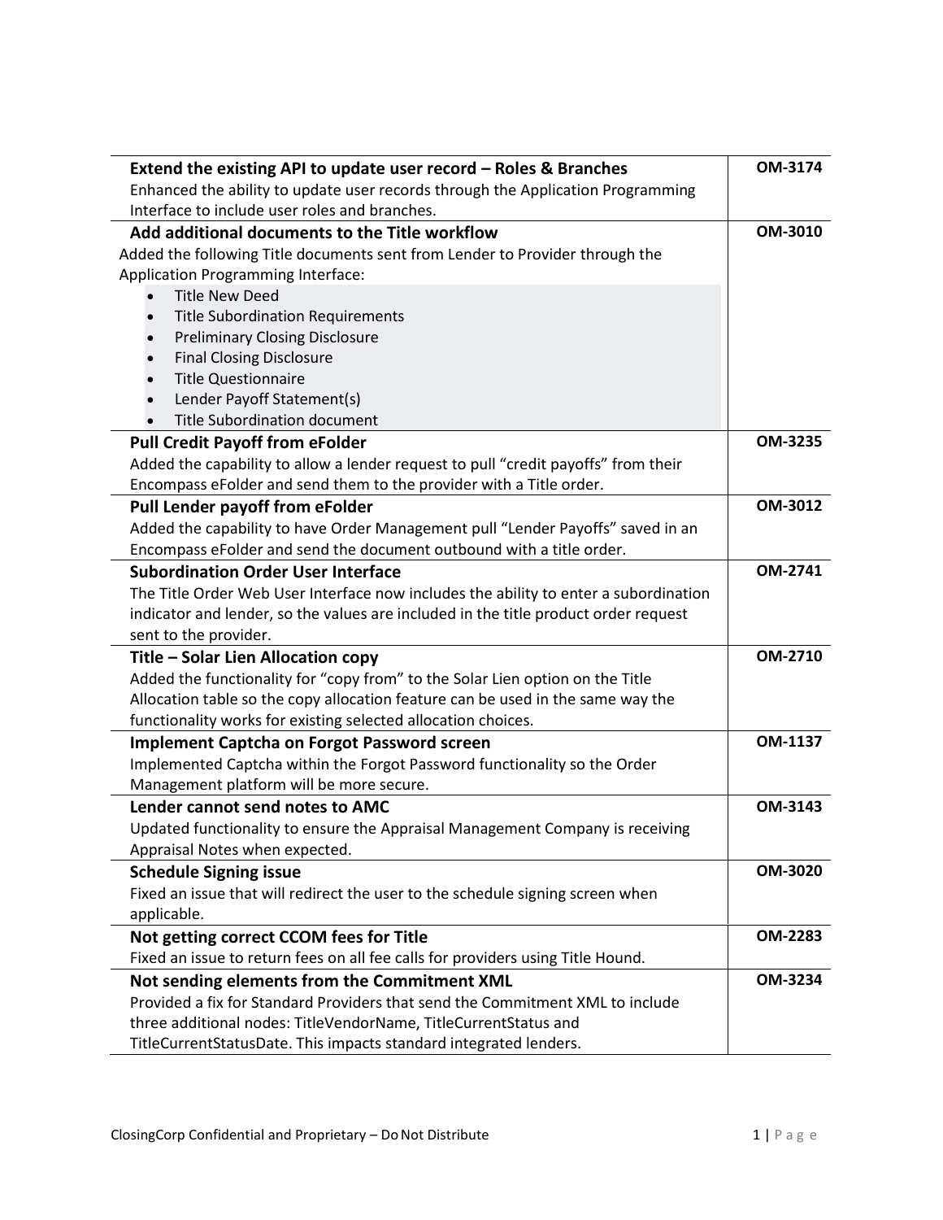| Description | Ticket |
| --- | --- |
| **Extend the existing API to update user record – Roles & Branches**<br>Enhanced the ability to update user records through the Application Programming Interface to include user roles and branches. | **OM-3174** |
| **Add additional documents to the Title workflow**<br>Added the following Title documents sent from Lender to Provider through the Application Programming Interface:<br>• Title New Deed<br>• Title Subordination Requirements<br>• Preliminary Closing Disclosure<br>• Final Closing Disclosure<br>• Title Questionnaire<br>• Lender Payoff Statement(s)<br>• Title Subordination document | **OM-3010** |
| **Pull Credit Payoff from eFolder**<br>Added the capability to allow a lender request to pull "credit payoffs" from their Encompass eFolder and send them to the provider with a Title order. | **OM-3235** |
| **Pull Lender payoff from eFolder**<br>Added the capability to have Order Management pull "Lender Payoffs" saved in an Encompass eFolder and send the document outbound with a title order. | **OM-3012** |
| **Subordination Order User Interface**<br>The Title Order Web User Interface now includes the ability to enter a subordination indicator and lender, so the values are included in the title product order request sent to the provider. | **OM-2741** |
| **Title – Solar Lien Allocation copy**<br>Added the functionality for "copy from" to the Solar Lien option on the Title Allocation table so the copy allocation feature can be used in the same way the functionality works for existing selected allocation choices. | **OM-2710** |
| **Implement Captcha on Forgot Password screen**<br>Implemented Captcha within the Forgot Password functionality so the Order Management platform will be more secure. | **OM-1137** |
| **Lender cannot send notes to AMC**<br>Updated functionality to ensure the Appraisal Management Company is receiving Appraisal Notes when expected. | **OM-3143** |
| **Schedule Signing issue**<br>Fixed an issue that will redirect the user to the schedule signing screen when applicable. | **OM-3020** |
| **Not getting correct CCOM fees for Title**<br>Fixed an issue to return fees on all fee calls for providers using Title Hound. | **OM-2283** |
| **Not sending elements from the Commitment XML**<br>Provided a fix for Standard Providers that send the Commitment XML to include three additional nodes: TitleVendorName, TitleCurrentStatus and TitleCurrentStatusDate. This impacts standard integrated lenders. | **OM-3234** |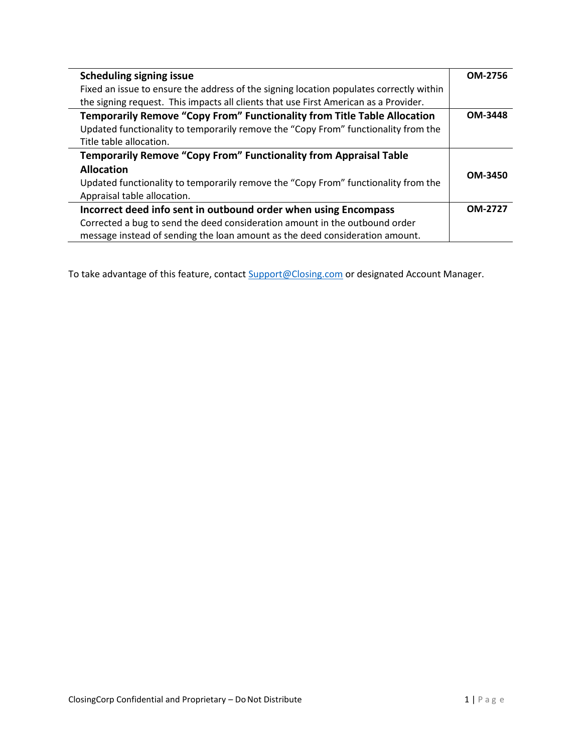| | |
|---|---|
| **Scheduling signing issue**<br>Fixed an issue to ensure the address of the signing location populates correctly within the signing request. This impacts all clients that use First American as a Provider. | **OM-2756** |
| **Temporarily Remove "Copy From" Functionality from Title Table Allocation**<br>Updated functionality to temporarily remove the "Copy From" functionality from the Title table allocation. | **OM-3448** |
| **Temporarily Remove "Copy From" Functionality from Appraisal Table Allocation**<br>Updated functionality to temporarily remove the "Copy From" functionality from the Appraisal table allocation. | **OM-3450** |
| **Incorrect deed info sent in outbound order when using Encompass**<br>Corrected a bug to send the deed consideration amount in the outbound order message instead of sending the loan amount as the deed consideration amount. | **OM-2727** |

To take advantage of this feature, contact Support@Closing.com or designated Account Manager.